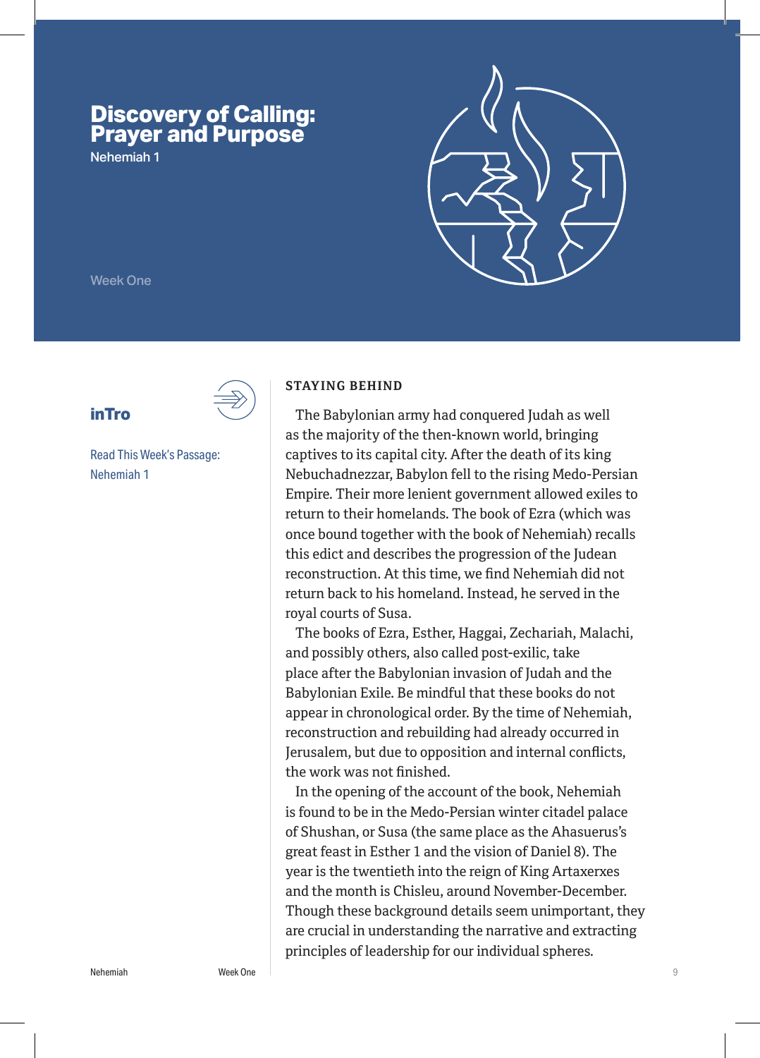# Discovery of Calling: Prayer and Purpose

Nehemiah 1

Week One

## inTro

Read This Week's Passage: Nehemiah 1

### STAYING BEHIND

The Babylonian army had conquered Judah as well as the majority of the then-known world, bringing captives to its capital city. After the death of its king Nebuchadnezzar, Babylon fell to the rising Medo-Persian Empire. Their more lenient government allowed exiles to return to their homelands. The book of Ezra (which was once bound together with the book of Nehemiah) recalls this edict and describes the progression of the Judean reconstruction. At this time, we find Nehemiah did not return back to his homeland. Instead, he served in the royal courts of Susa.

The books of Ezra, Esther, Haggai, Zechariah, Malachi, and possibly others, also called post-exilic, take place after the Babylonian invasion of Judah and the Babylonian Exile. Be mindful that these books do not appear in chronological order. By the time of Nehemiah, reconstruction and rebuilding had already occurred in Jerusalem, but due to opposition and internal conflicts, the work was not finished.

In the opening of the account of the book, Nehemiah is found to be in the Medo-Persian winter citadel palace of Shushan, or Susa (the same place as the Ahasuerus's great feast in Esther 1 and the vision of Daniel 8). The year is the twentieth into the reign of King Artaxerxes and the month is Chisleu, around November-December. Though these background details seem unimportant, they are crucial in understanding the narrative and extracting principles of leadership for our individual spheres.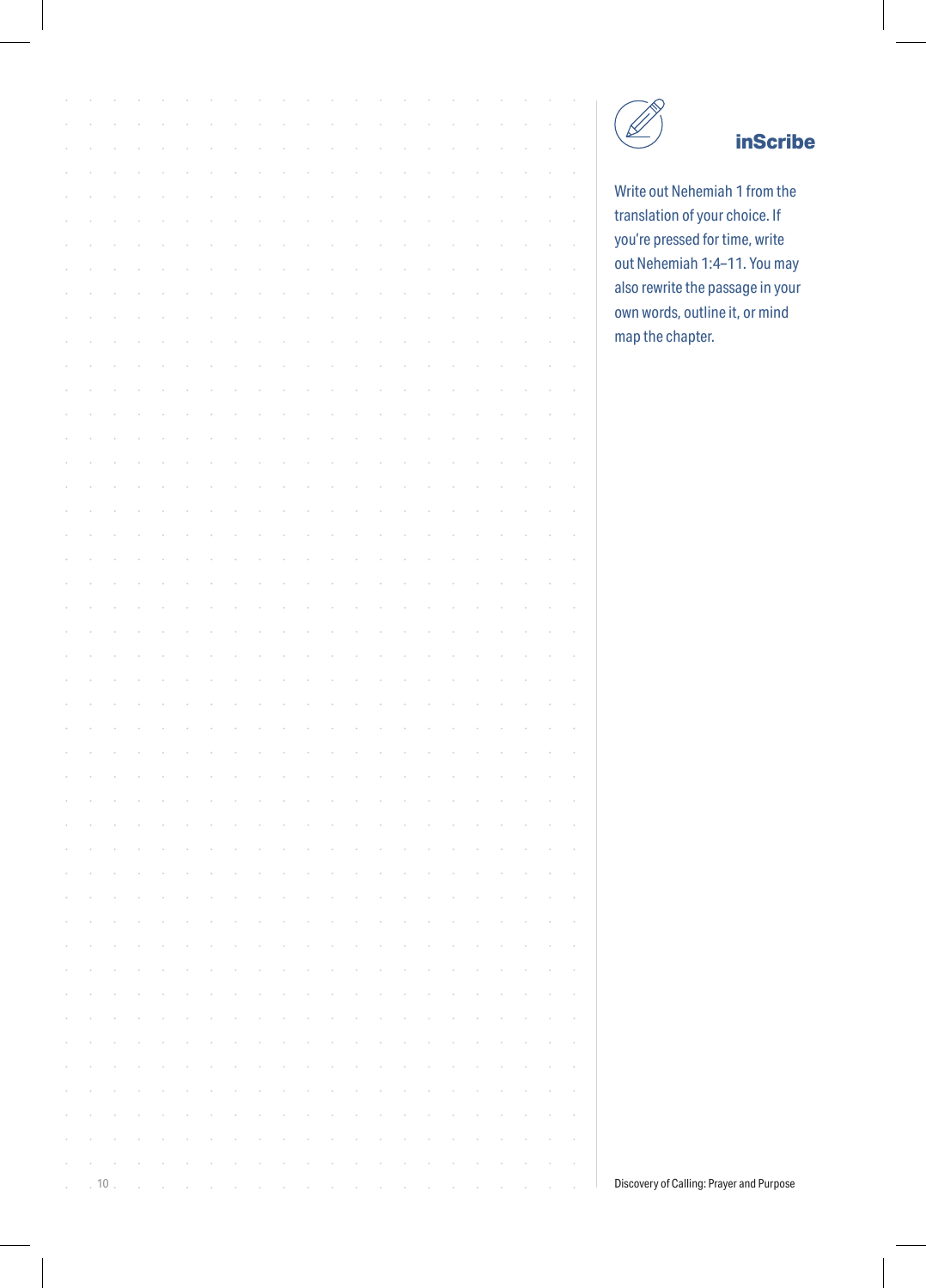## inScribe

Write out Nehemiah 1 from the translation of your choice. If you're pressed for time, write out Nehemiah 1:4–11. You may also rewrite the passage in your own words, outline it, or mind map the chapter.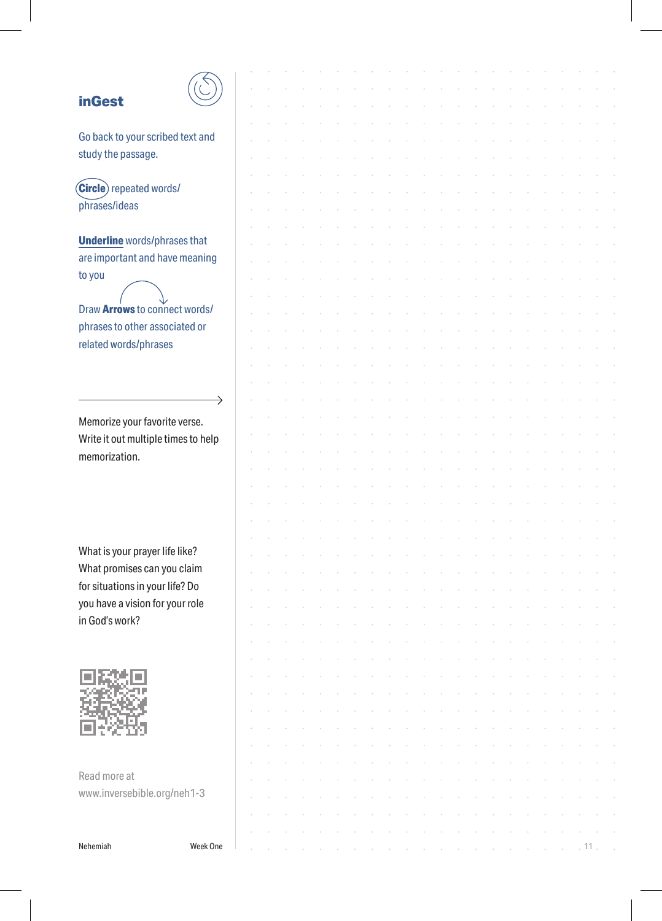## inGest

Go back to your scribed text and study the passage.

**Circle** repeated words/ phrases/ideas

**Underline** words/phrases that are important and have meaning to you

Draw **Arrows** to connect words/ phrases to other associated or related words/phrases

Memorize your favorite verse. Write it out multiple times to help memorization.

What is your prayer life like? What promises can you claim for situations in your life? Do you have a vision for your role in God's work?

Read more at www.inversebible.org/neh1-3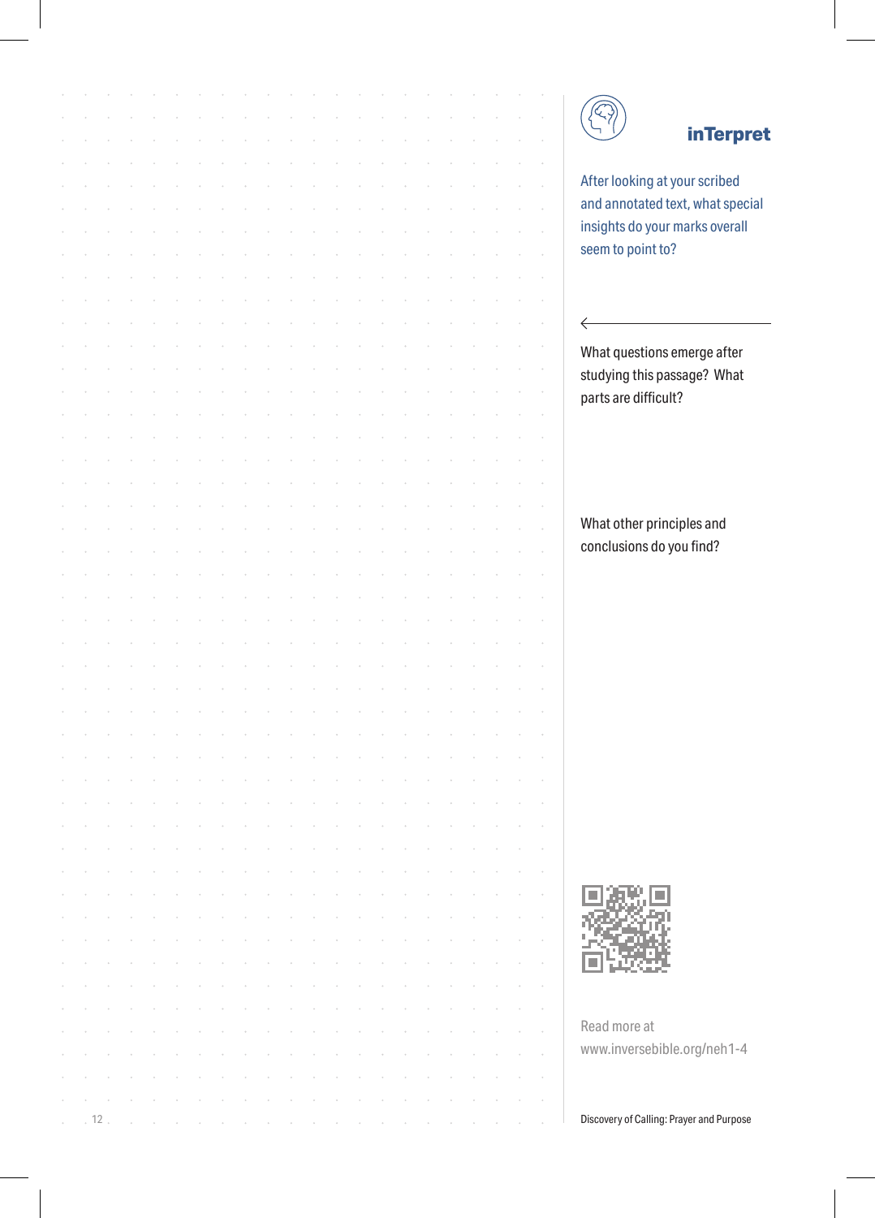## inTerpret

After looking at your scribed and annotated text, what special insights do your marks overall seem to point to?

What questions emerge after studying this passage? What parts are difficult?

What other principles and conclusions do you find?

Read more at www.inversebible.org/neh1-4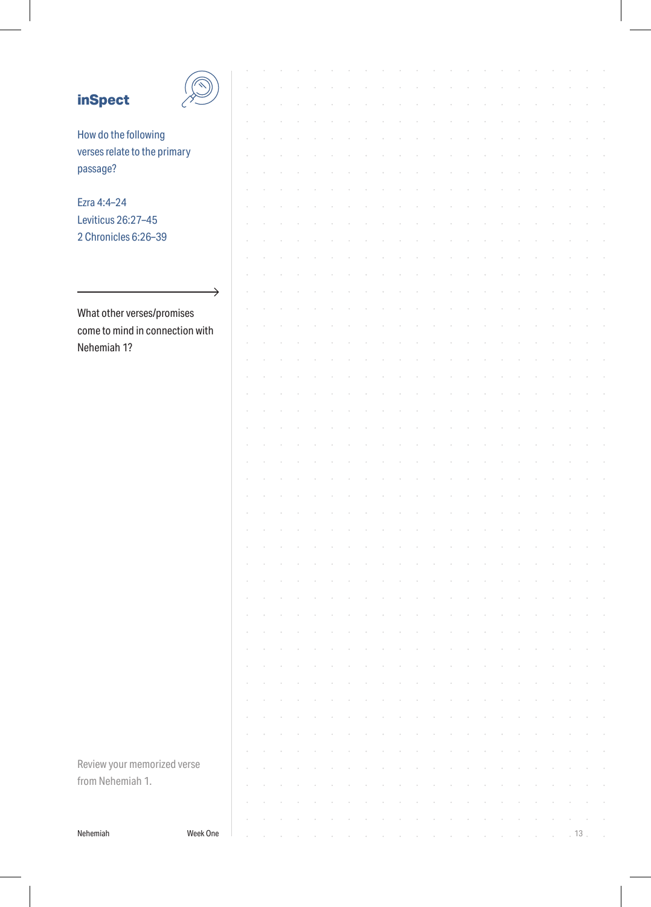## inSpect

How do the following verses relate to the primary passage?

Ezra 4:4–24
Leviticus 26:27–45
2 Chronicles 6:26–39

What other verses/promises come to mind in connection with Nehemiah 1?

Review your memorized verse from Nehemiah 1.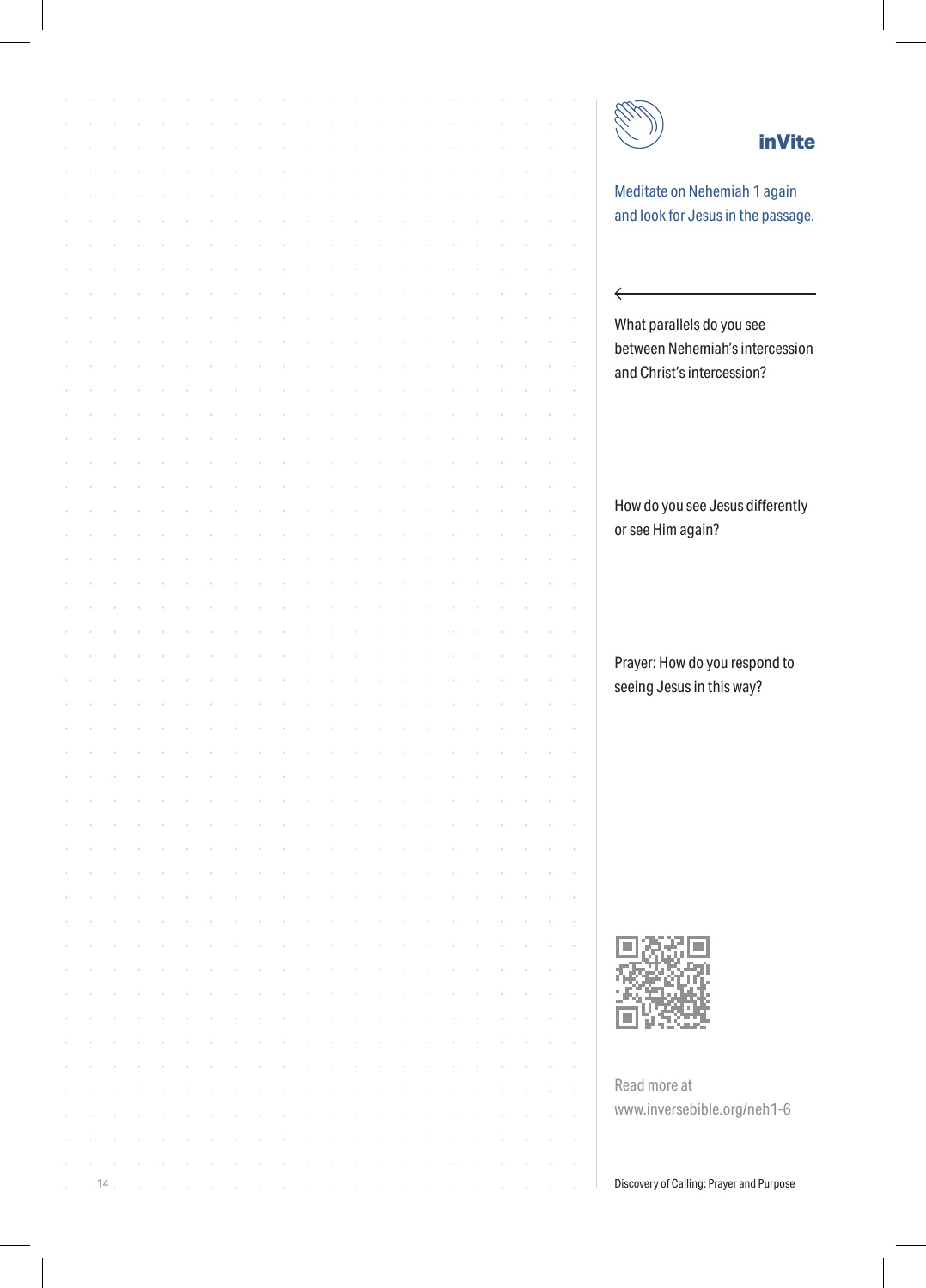## inVite

Meditate on Nehemiah 1 again and look for Jesus in the passage.

What parallels do you see between Nehemiah's intercession and Christ's intercession?

How do you see Jesus differently or see Him again?

Prayer: How do you respond to seeing Jesus in this way?

Read more at www.inversebible.org/neh1-6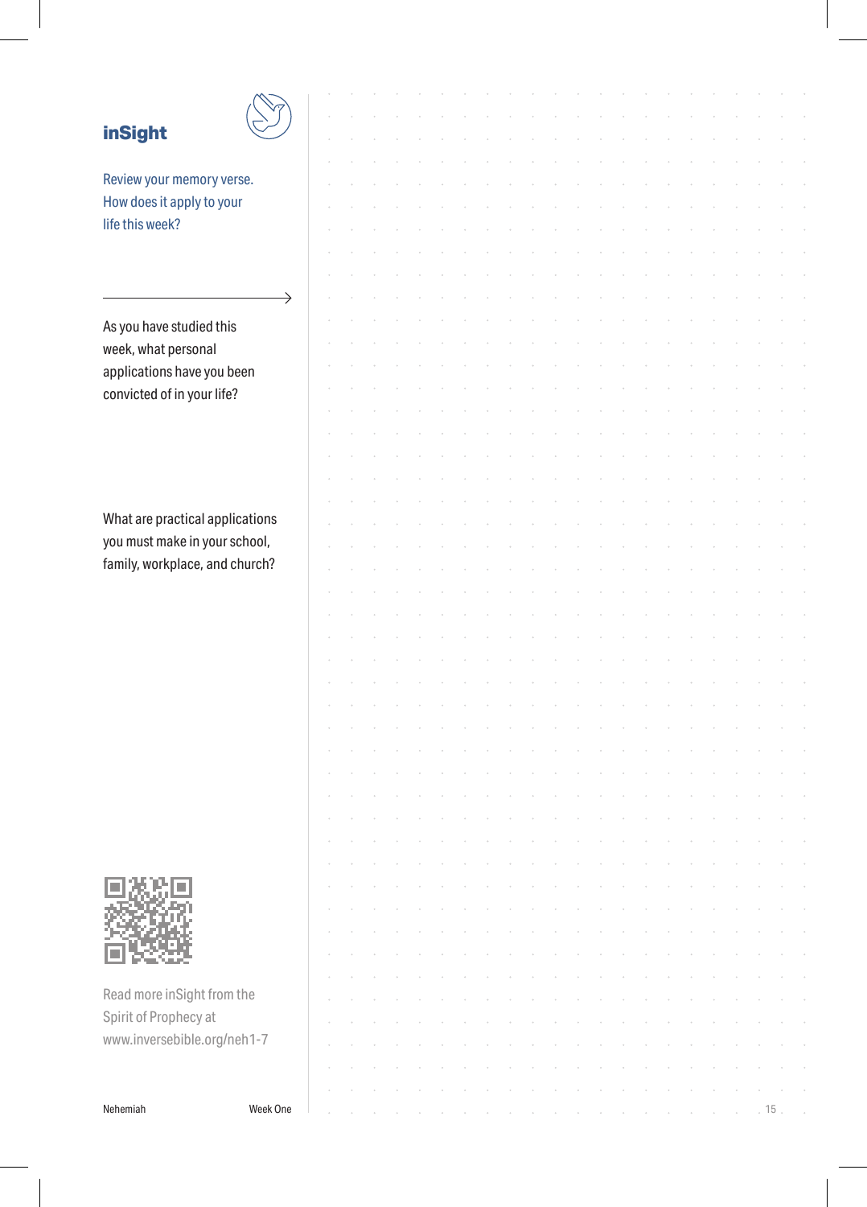## inSight

Review your memory verse. How does it apply to your life this week?

As you have studied this week, what personal applications have you been convicted of in your life?

What are practical applications you must make in your school, family, workplace, and church?

Read more inSight from the Spirit of Prophecy at www.inversebible.org/neh1-7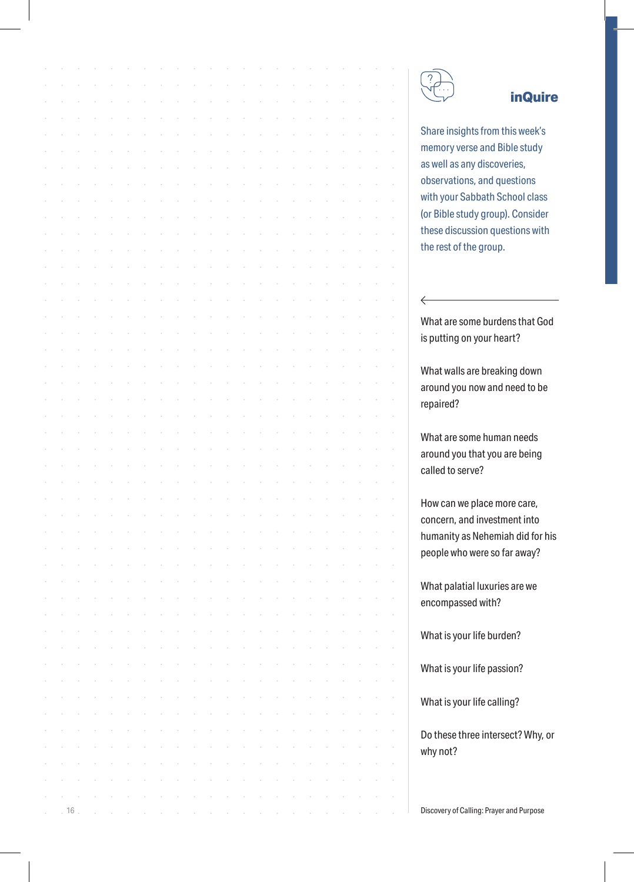## inQuire

Share insights from this week's memory verse and Bible study as well as any discoveries, observations, and questions with your Sabbath School class (or Bible study group). Consider these discussion questions with the rest of the group.

What are some burdens that God is putting on your heart?

What walls are breaking down around you now and need to be repaired?

What are some human needs around you that you are being called to serve?

How can we place more care, concern, and investment into humanity as Nehemiah did for his people who were so far away?

What palatial luxuries are we encompassed with?

What is your life burden?

What is your life passion?

What is your life calling?

Do these three intersect? Why, or why not?